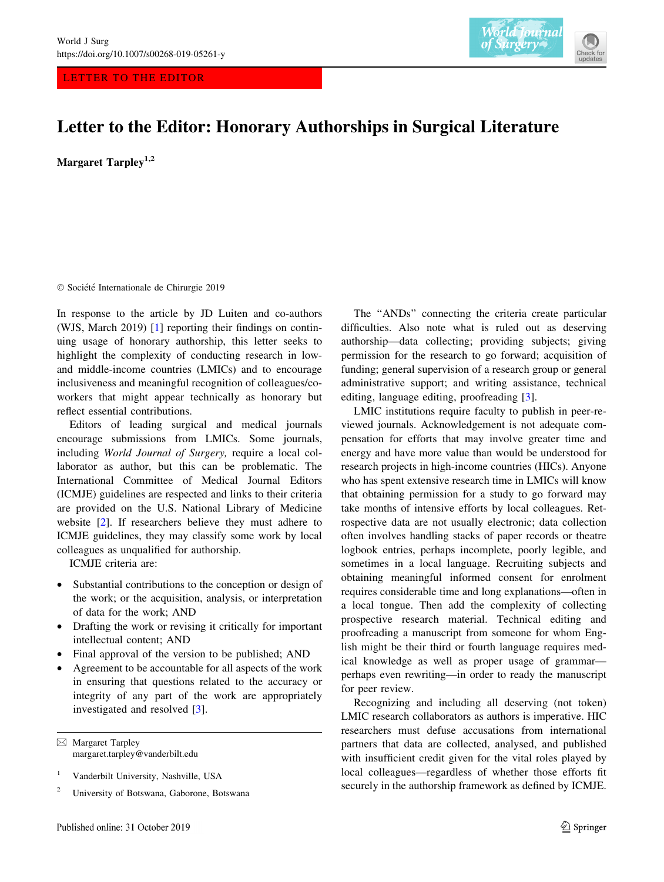LETTER TO THE EDITOR

# Letter to the Editor: Honorary Authorships in Surgical Literature

**Margaret Tarpley**[1,2]

© Société Internationale de Chirurgie 2019

In response to the article by JD Luiten and co-authors (WJS, March 2019) [1] reporting their findings on continuing usage of honorary authorship, this letter seeks to highlight the complexity of conducting research in low- and middle-income countries (LMICs) and to encourage inclusiveness and meaningful recognition of colleagues/co-workers that might appear technically as honorary but reflect essential contributions.

Editors of leading surgical and medical journals encourage submissions from LMICs. Some journals, including *World Journal of Surgery,* require a local collaborator as author, but this can be problematic. The International Committee of Medical Journal Editors (ICMJE) guidelines are respected and links to their criteria are provided on the U.S. National Library of Medicine website [2]. If researchers believe they must adhere to ICMJE guidelines, they may classify some work by local colleagues as unqualified for authorship.

ICMJE criteria are:

- Substantial contributions to the conception or design of the work; or the acquisition, analysis, or interpretation of data for the work; AND
- Drafting the work or revising it critically for important intellectual content; AND
- Final approval of the version to be published; AND
- Agreement to be accountable for all aspects of the work in ensuring that questions related to the accuracy or integrity of any part of the work are appropriately investigated and resolved [3].

The "ANDs" connecting the criteria create particular difficulties. Also note what is ruled out as deserving authorship—data collecting; providing subjects; giving permission for the research to go forward; acquisition of funding; general supervision of a research group or general administrative support; and writing assistance, technical editing, language editing, proofreading [3].

LMIC institutions require faculty to publish in peer-reviewed journals. Acknowledgement is not adequate compensation for efforts that may involve greater time and energy and have more value than would be understood for research projects in high-income countries (HICs). Anyone who has spent extensive research time in LMICs will know that obtaining permission for a study to go forward may take months of intensive efforts by local colleagues. Retrospective data are not usually electronic; data collection often involves handling stacks of paper records or theatre logbook entries, perhaps incomplete, poorly legible, and sometimes in a local language. Recruiting subjects and obtaining meaningful informed consent for enrolment requires considerable time and long explanations—often in a local tongue. Then add the complexity of collecting prospective research material. Technical editing and proofreading a manuscript from someone for whom English might be their third or fourth language requires medical knowledge as well as proper usage of grammar—perhaps even rewriting—in order to ready the manuscript for peer review.

Recognizing and including all deserving (not token) LMIC research collaborators as authors is imperative. HIC researchers must defuse accusations from international partners that data are collected, analysed, and published with insufficient credit given for the vital roles played by local colleagues—regardless of whether those efforts fit securely in the authorship framework as defined by ICMJE.

---

✉ Margaret Tarpley
margaret.tarpley@vanderbilt.edu

[1] Vanderbilt University, Nashville, USA

[2] University of Botswana, Gaborone, Botswana

Published online: 31 October 2019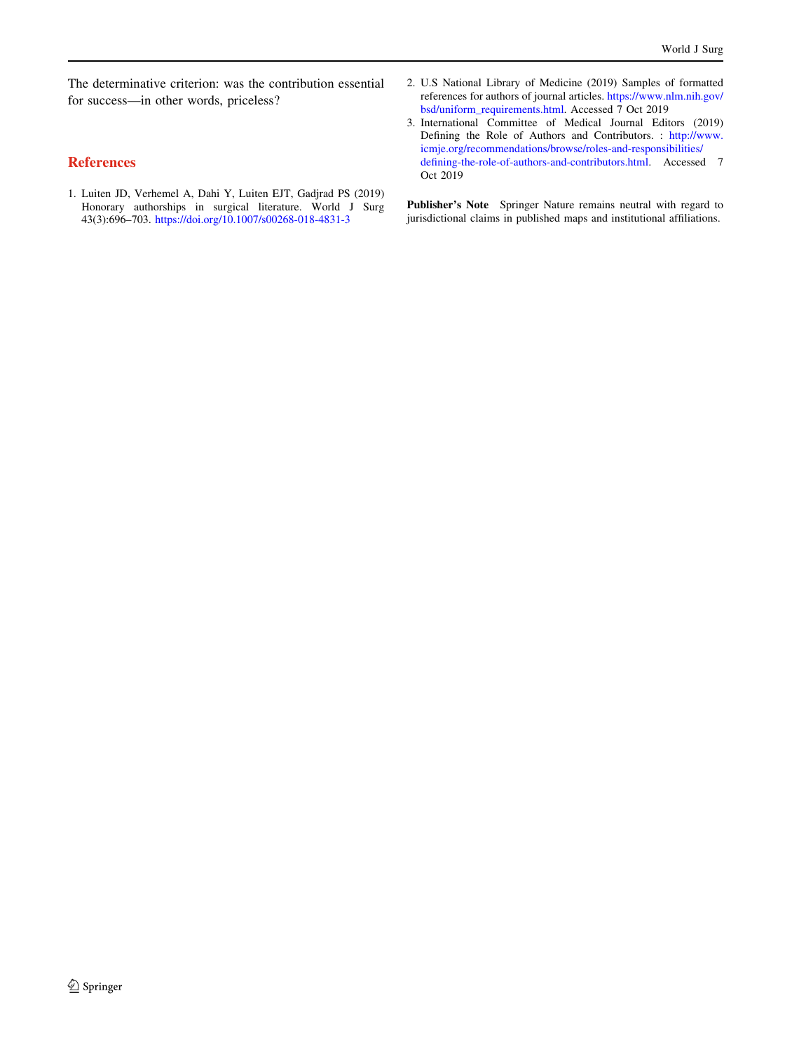The determinative criterion: was the contribution essential for success—in other words, priceless?

## References

1. Luiten JD, Verhemel A, Dahi Y, Luiten EJT, Gadjrad PS (2019) Honorary authorships in surgical literature. World J Surg 43(3):696–703. https://doi.org/10.1007/s00268-018-4831-3
2. U.S National Library of Medicine (2019) Samples of formatted references for authors of journal articles. https://www.nlm.nih.gov/bsd/uniform_requirements.html. Accessed 7 Oct 2019
3. International Committee of Medical Journal Editors (2019) Defining the Role of Authors and Contributors. : http://www.icmje.org/recommendations/browse/roles-and-responsibilities/defining-the-role-of-authors-and-contributors.html. Accessed 7 Oct 2019

**Publisher's Note** Springer Nature remains neutral with regard to jurisdictional claims in published maps and institutional affiliations.